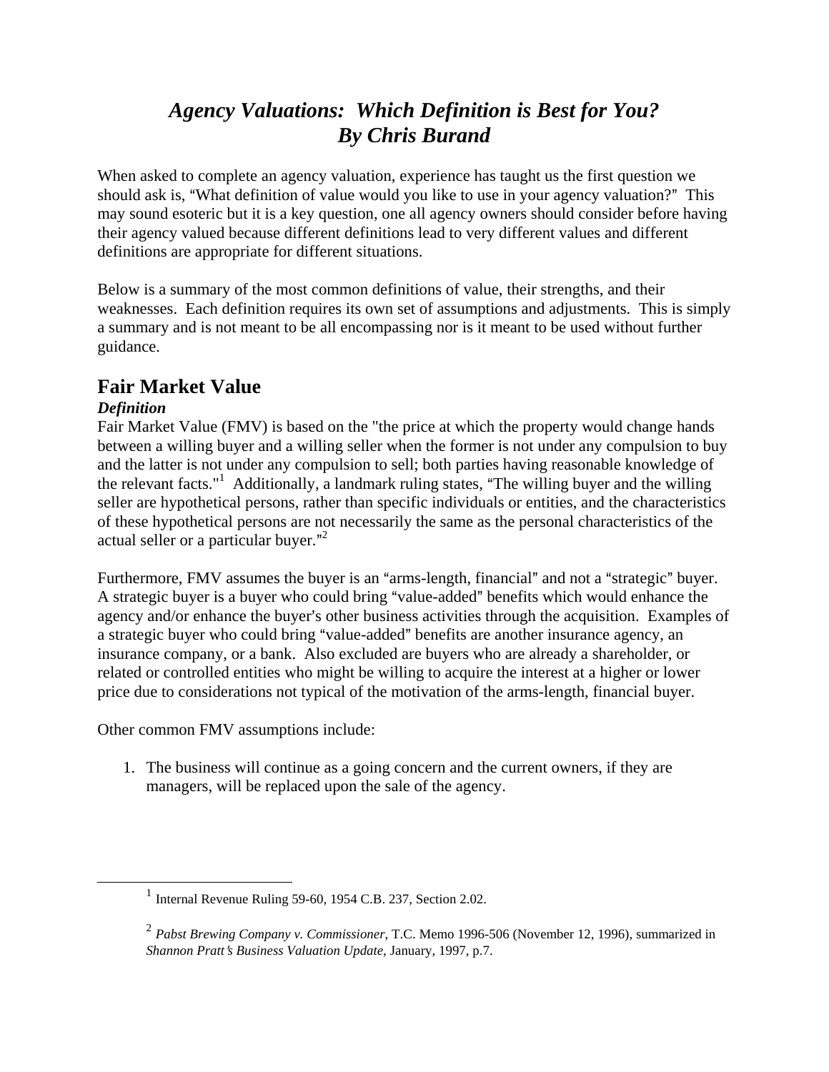# *Agency Valuations: Which Definition is Best for You?*
# *By Chris Burand*

When asked to complete an agency valuation, experience has taught us the first question we should ask is, "What definition of value would you like to use in your agency valuation?" This may sound esoteric but it is a key question, one all agency owners should consider before having their agency valued because different definitions lead to very different values and different definitions are appropriate for different situations.

Below is a summary of the most common definitions of value, their strengths, and their weaknesses. Each definition requires its own set of assumptions and adjustments. This is simply a summary and is not meant to be all encompassing nor is it meant to be used without further guidance.

## Fair Market Value

### *Definition*

Fair Market Value (FMV) is based on the "the price at which the property would change hands between a willing buyer and a willing seller when the former is not under any compulsion to buy and the latter is not under any compulsion to sell; both parties having reasonable knowledge of the relevant facts."[1] Additionally, a landmark ruling states, "The willing buyer and the willing seller are hypothetical persons, rather than specific individuals or entities, and the characteristics of these hypothetical persons are not necessarily the same as the personal characteristics of the actual seller or a particular buyer."[2]

Furthermore, FMV assumes the buyer is an "arms-length, financial" and not a "strategic" buyer. A strategic buyer is a buyer who could bring "value-added" benefits which would enhance the agency and/or enhance the buyer's other business activities through the acquisition. Examples of a strategic buyer who could bring "value-added" benefits are another insurance agency, an insurance company, or a bank. Also excluded are buyers who are already a shareholder, or related or controlled entities who might be willing to acquire the interest at a higher or lower price due to considerations not typical of the motivation of the arms-length, financial buyer.

Other common FMV assumptions include:

1. The business will continue as a going concern and the current owners, if they are managers, will be replaced upon the sale of the agency.

---

[1] Internal Revenue Ruling 59-60, 1954 C.B. 237, Section 2.02.

[2] *Pabst Brewing Company v. Commissioner*, T.C. Memo 1996-506 (November 12, 1996), summarized in *Shannon Pratt's Business Valuation Update*, January, 1997, p.7.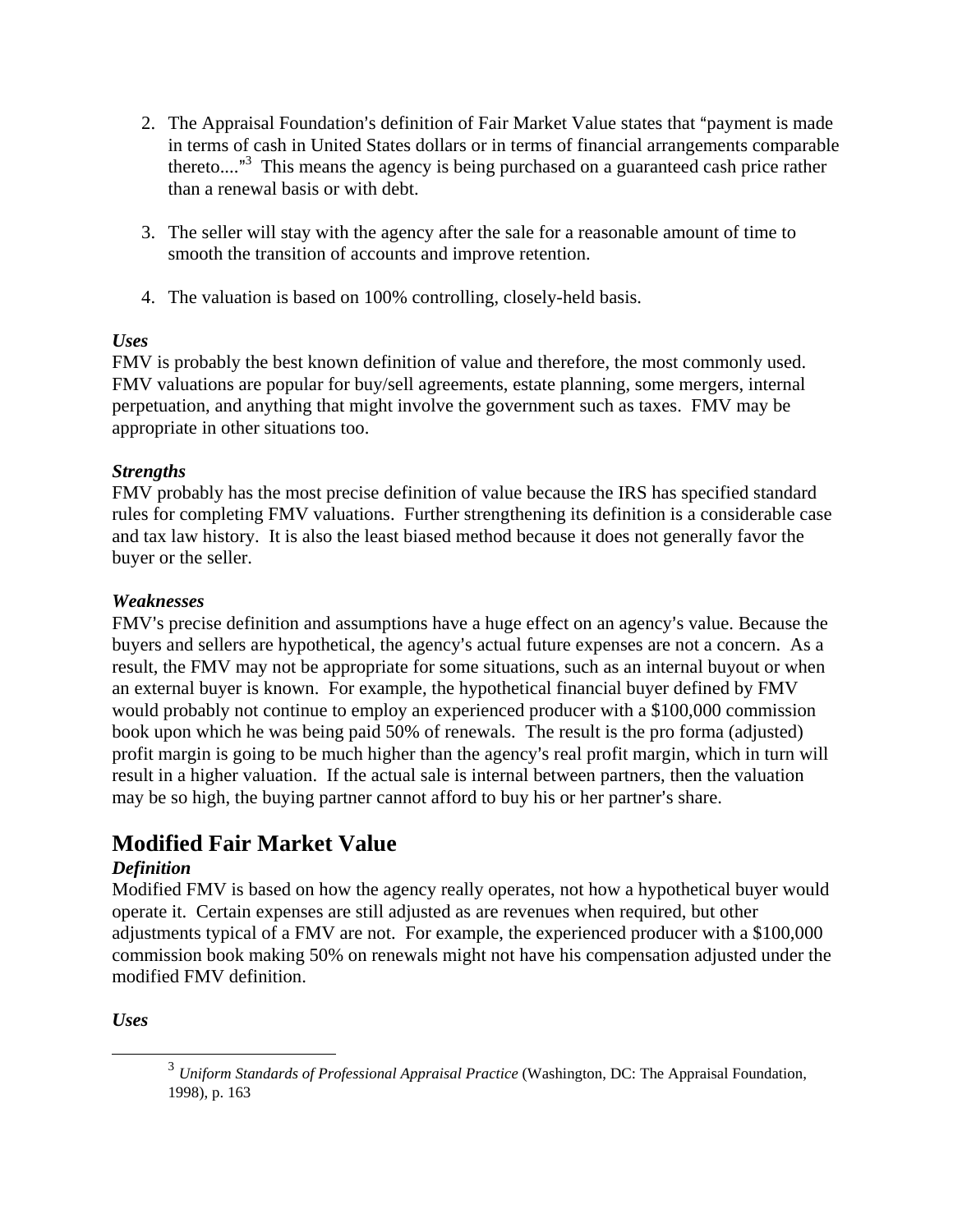2. The Appraisal Foundation's definition of Fair Market Value states that "payment is made in terms of cash in United States dollars or in terms of financial arrangements comparable thereto...."[3] This means the agency is being purchased on a guaranteed cash price rather than a renewal basis or with debt.

3. The seller will stay with the agency after the sale for a reasonable amount of time to smooth the transition of accounts and improve retention.

4. The valuation is based on 100% controlling, closely-held basis.

***Uses***

FMV is probably the best known definition of value and therefore, the most commonly used. FMV valuations are popular for buy/sell agreements, estate planning, some mergers, internal perpetuation, and anything that might involve the government such as taxes. FMV may be appropriate in other situations too.

***Strengths***

FMV probably has the most precise definition of value because the IRS has specified standard rules for completing FMV valuations. Further strengthening its definition is a considerable case and tax law history. It is also the least biased method because it does not generally favor the buyer or the seller.

***Weaknesses***

FMV's precise definition and assumptions have a huge effect on an agency's value. Because the buyers and sellers are hypothetical, the agency's actual future expenses are not a concern. As a result, the FMV may not be appropriate for some situations, such as an internal buyout or when an external buyer is known. For example, the hypothetical financial buyer defined by FMV would probably not continue to employ an experienced producer with a $100,000 commission book upon which he was being paid 50% of renewals. The result is the pro forma (adjusted) profit margin is going to be much higher than the agency's real profit margin, which in turn will result in a higher valuation. If the actual sale is internal between partners, then the valuation may be so high, the buying partner cannot afford to buy his or her partner's share.

## Modified Fair Market Value

***Definition***

Modified FMV is based on how the agency really operates, not how a hypothetical buyer would operate it. Certain expenses are still adjusted as are revenues when required, but other adjustments typical of a FMV are not. For example, the experienced producer with a $100,000 commission book making 50% on renewals might not have his compensation adjusted under the modified FMV definition.

***Uses***

---

[3] *Uniform Standards of Professional Appraisal Practice* (Washington, DC: The Appraisal Foundation, 1998), p. 163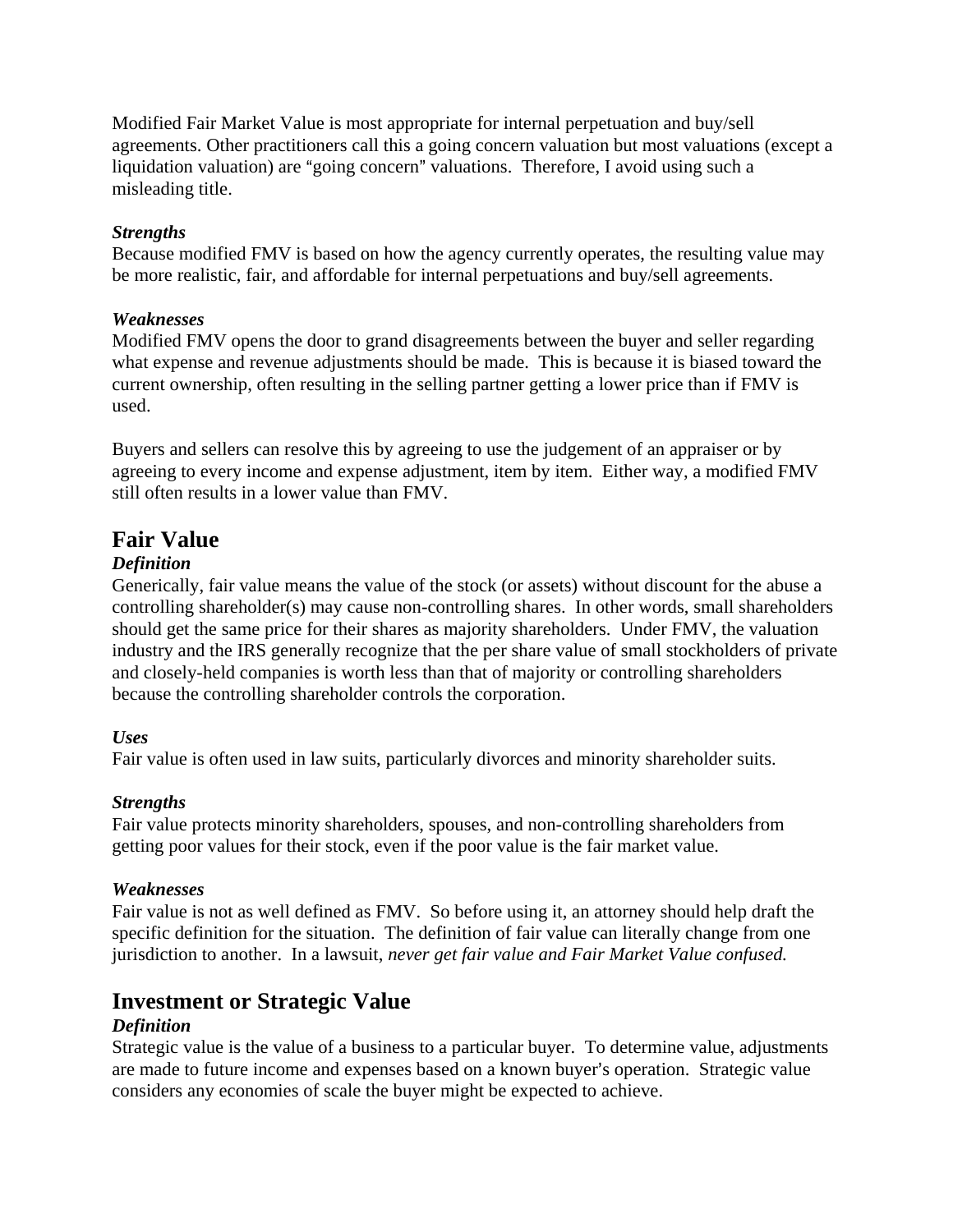Modified Fair Market Value is most appropriate for internal perpetuation and buy/sell agreements. Other practitioners call this a going concern valuation but most valuations (except a liquidation valuation) are "going concern" valuations. Therefore, I avoid using such a misleading title.

***Strengths***
Because modified FMV is based on how the agency currently operates, the resulting value may be more realistic, fair, and affordable for internal perpetuations and buy/sell agreements.

***Weaknesses***
Modified FMV opens the door to grand disagreements between the buyer and seller regarding what expense and revenue adjustments should be made. This is because it is biased toward the current ownership, often resulting in the selling partner getting a lower price than if FMV is used.

Buyers and sellers can resolve this by agreeing to use the judgement of an appraiser or by agreeing to every income and expense adjustment, item by item. Either way, a modified FMV still often results in a lower value than FMV.

## Fair Value

***Definition***
Generically, fair value means the value of the stock (or assets) without discount for the abuse a controlling shareholder(s) may cause non-controlling shares. In other words, small shareholders should get the same price for their shares as majority shareholders. Under FMV, the valuation industry and the IRS generally recognize that the per share value of small stockholders of private and closely-held companies is worth less than that of majority or controlling shareholders because the controlling shareholder controls the corporation.

***Uses***
Fair value is often used in law suits, particularly divorces and minority shareholder suits.

***Strengths***
Fair value protects minority shareholders, spouses, and non-controlling shareholders from getting poor values for their stock, even if the poor value is the fair market value.

***Weaknesses***
Fair value is not as well defined as FMV. So before using it, an attorney should help draft the specific definition for the situation. The definition of fair value can literally change from one jurisdiction to another. In a lawsuit, *never get fair value and Fair Market Value confused.*

## Investment or Strategic Value

***Definition***
Strategic value is the value of a business to a particular buyer. To determine value, adjustments are made to future income and expenses based on a known buyer's operation. Strategic value considers any economies of scale the buyer might be expected to achieve.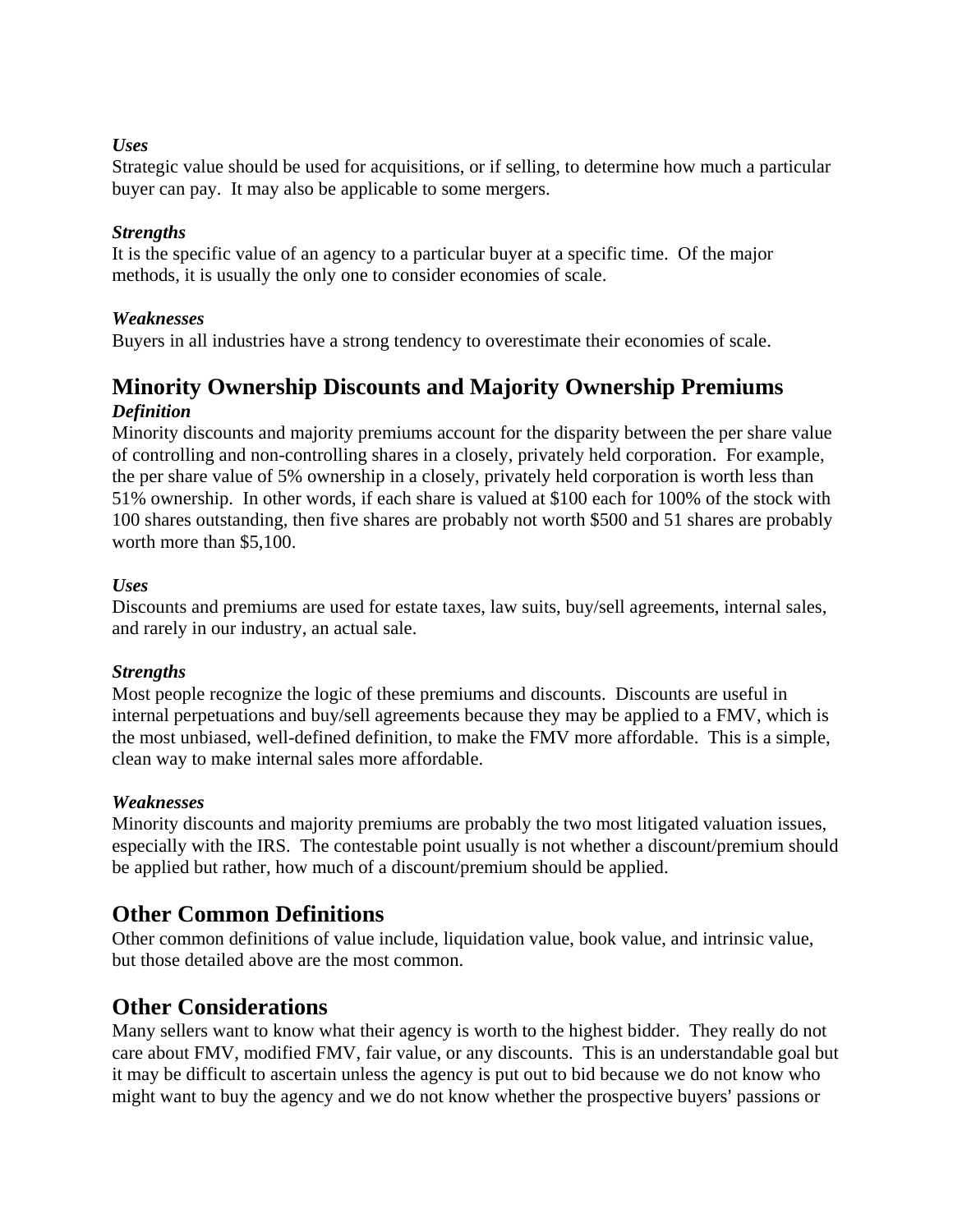***Uses***

Strategic value should be used for acquisitions, or if selling, to determine how much a particular buyer can pay. It may also be applicable to some mergers.

***Strengths***

It is the specific value of an agency to a particular buyer at a specific time. Of the major methods, it is usually the only one to consider economies of scale.

***Weaknesses***

Buyers in all industries have a strong tendency to overestimate their economies of scale.

## Minority Ownership Discounts and Majority Ownership Premiums

***Definition***

Minority discounts and majority premiums account for the disparity between the per share value of controlling and non-controlling shares in a closely, privately held corporation. For example, the per share value of 5% ownership in a closely, privately held corporation is worth less than 51% ownership. In other words, if each share is valued at $100 each for 100% of the stock with 100 shares outstanding, then five shares are probably not worth $500 and 51 shares are probably worth more than $5,100.

***Uses***

Discounts and premiums are used for estate taxes, law suits, buy/sell agreements, internal sales, and rarely in our industry, an actual sale.

***Strengths***

Most people recognize the logic of these premiums and discounts. Discounts are useful in internal perpetuations and buy/sell agreements because they may be applied to a FMV, which is the most unbiased, well-defined definition, to make the FMV more affordable. This is a simple, clean way to make internal sales more affordable.

***Weaknesses***

Minority discounts and majority premiums are probably the two most litigated valuation issues, especially with the IRS. The contestable point usually is not whether a discount/premium should be applied but rather, how much of a discount/premium should be applied.

## Other Common Definitions

Other common definitions of value include, liquidation value, book value, and intrinsic value, but those detailed above are the most common.

## Other Considerations

Many sellers want to know what their agency is worth to the highest bidder. They really do not care about FMV, modified FMV, fair value, or any discounts. This is an understandable goal but it may be difficult to ascertain unless the agency is put out to bid because we do not know who might want to buy the agency and we do not know whether the prospective buyers' passions or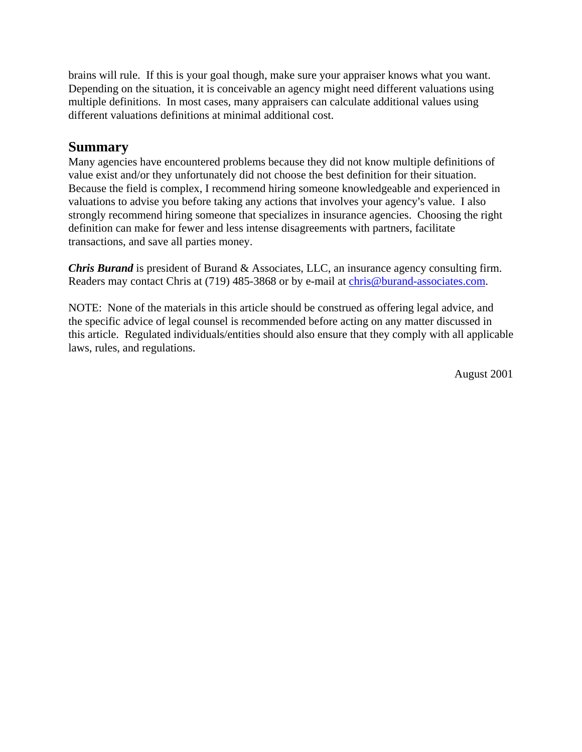brains will rule. If this is your goal though, make sure your appraiser knows what you want. Depending on the situation, it is conceivable an agency might need different valuations using multiple definitions. In most cases, many appraisers can calculate additional values using different valuations definitions at minimal additional cost.

## Summary

Many agencies have encountered problems because they did not know multiple definitions of value exist and/or they unfortunately did not choose the best definition for their situation. Because the field is complex, I recommend hiring someone knowledgeable and experienced in valuations to advise you before taking any actions that involves your agency's value. I also strongly recommend hiring someone that specializes in insurance agencies. Choosing the right definition can make for fewer and less intense disagreements with partners, facilitate transactions, and save all parties money.

***Chris Burand*** is president of Burand & Associates, LLC, an insurance agency consulting firm. Readers may contact Chris at (719) 485-3868 or by e-mail at chris@burand-associates.com.

NOTE: None of the materials in this article should be construed as offering legal advice, and the specific advice of legal counsel is recommended before acting on any matter discussed in this article. Regulated individuals/entities should also ensure that they comply with all applicable laws, rules, and regulations.

August 2001